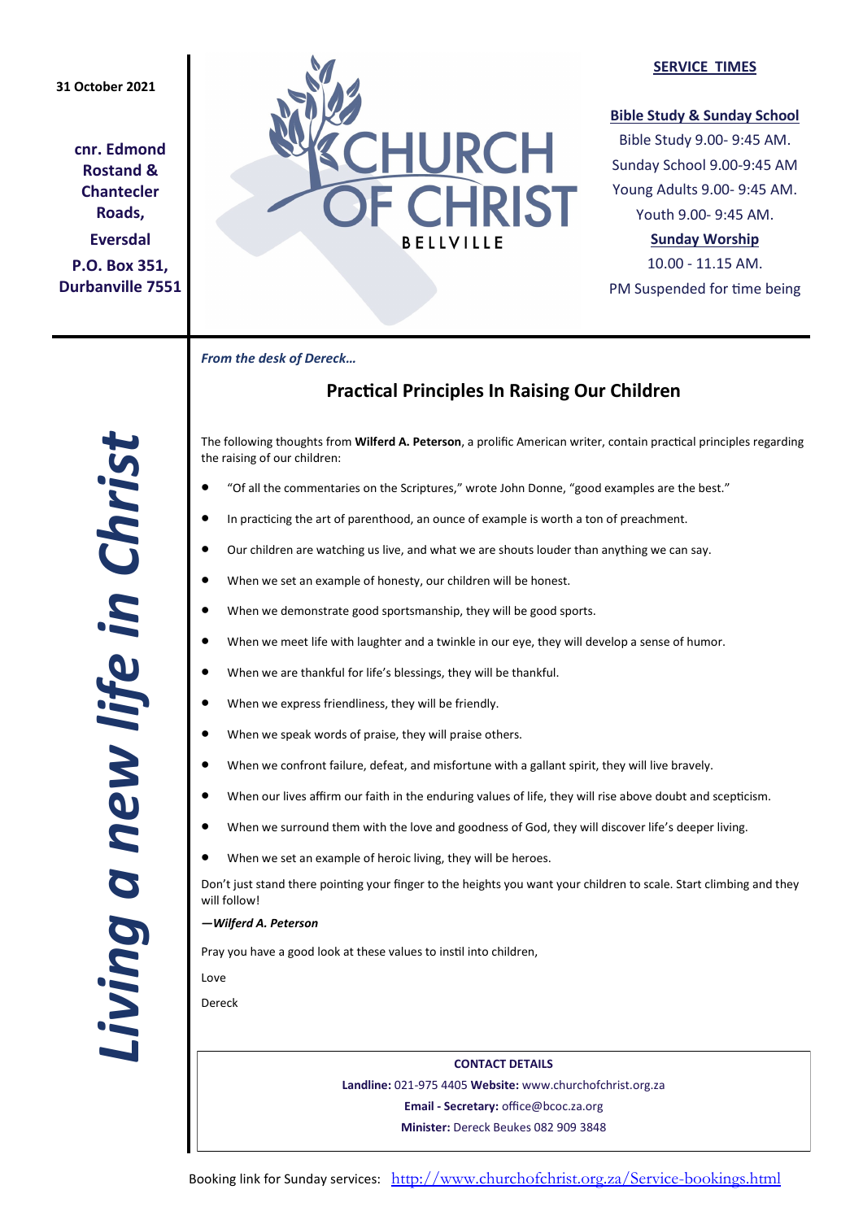31 October 2021

**cnr. Edmond Rostand & Chantecler Roads,**

**Eversdal**

**P.O. Box 351, Durbanville 7551**

# CHURCH OF CHRIST
BELLVILLE

## SERVICE TIMES

**Bible Study & Sunday School**

Bible Study 9.00- 9:45 AM.

Sunday School 9.00-9:45 AM

Young Adults 9.00- 9:45 AM.

Youth 9.00- 9:45 AM.

**Sunday Worship**

10.00 - 11.15 AM.

PM Suspended for time being

*Living a new life in Christ*

***From the desk of Dereck…***

## Practical Principles In Raising Our Children

The following thoughts from **Wilferd A. Peterson**, a prolific American writer, contain practical principles regarding the raising of our children:

- "Of all the commentaries on the Scriptures," wrote John Donne, "good examples are the best."
- In practicing the art of parenthood, an ounce of example is worth a ton of preachment.
- Our children are watching us live, and what we are shouts louder than anything we can say.
- When we set an example of honesty, our children will be honest.
- When we demonstrate good sportsmanship, they will be good sports.
- When we meet life with laughter and a twinkle in our eye, they will develop a sense of humor.
- When we are thankful for life's blessings, they will be thankful.
- When we express friendliness, they will be friendly.
- When we speak words of praise, they will praise others.
- When we confront failure, defeat, and misfortune with a gallant spirit, they will live bravely.
- When our lives affirm our faith in the enduring values of life, they will rise above doubt and scepticism.
- When we surround them with the love and goodness of God, they will discover life's deeper living.
- When we set an example of heroic living, they will be heroes.

Don't just stand there pointing your finger to the heights you want your children to scale. Start climbing and they will follow!

***—Wilferd A. Peterson***

Pray you have a good look at these values to instil into children,

Love

Dereck

**CONTACT DETAILS**

**Landline:** 021-975 4405 **Website:** www.churchofchrist.org.za

**Email - Secretary:** office@bcoc.za.org

**Minister:** Dereck Beukes 082 909 3848

Booking link for Sunday services: http://www.churchofchrist.org.za/Service-bookings.html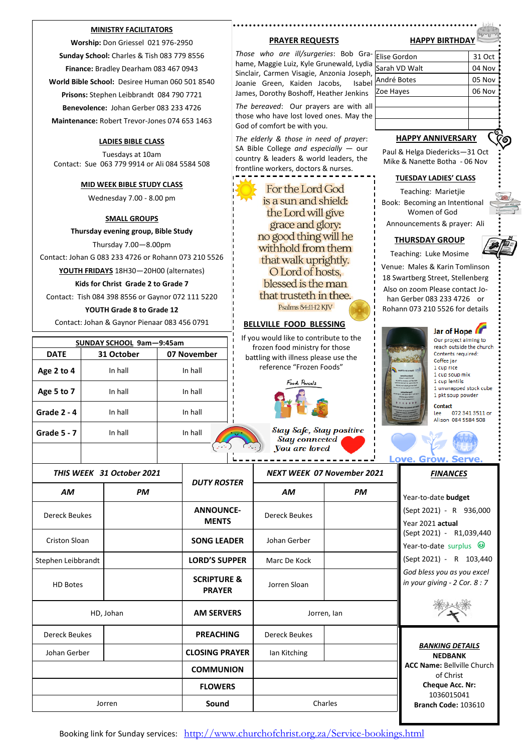## MINISTRY FACILITATORS

**Worship:** Don Griessel 021 976-2950
**Sunday School:** Charles & Tish 083 779 8556
**Finance:** Bradley Dearham 083 467 0943
**World Bible School:** Desiree Human 060 501 8540
**Prisons:** Stephen Leibbrandt 084 790 7721
**Benevolence:** Johan Gerber 083 233 4726
**Maintenance:** Robert Trevor-Jones 074 653 1463

## LADIES BIBLE CLASS

Tuesdays at 10am
Contact: Sue 063 779 9914 or Ali 084 5584 508

## MID WEEK BIBLE STUDY CLASS

Wednesday 7.00 - 8.00 pm

## SMALL GROUPS

**Thursday evening group, Bible Study**
Thursday 7.00—8.00pm
Contact: Johan G 083 233 4726 or Rohann 073 210 5526

**YOUTH FRIDAYS** 18H30—20H00 (alternates)
**Kids for Christ Grade 2 to Grade 7**
Contact: Tish 084 398 8556 or Gaynor 072 111 5220
**YOUTH Grade 8 to Grade 12**
Contact: Johan & Gaynor Pienaar 083 456 0791

## SUNDAY SCHOOL 9am—9:45am

| DATE | 31 October | 07 November |
|---|---|---|
| Age 2 to 4 | In hall | In hall |
| Age 5 to 7 | In hall | In hall |
| Grade 2 - 4 | In hall | In hall |
| Grade 5 - 7 | In hall | In hall |
| | | |

## PRAYER REQUESTS

*Those who are ill/surgeries*: Bob Grahame, Maggie Luiz, Kyle Grunewald, Lydia Sinclair, Carmen Visagie, Anzonia Joseph, Joanie Green, Kaiden Jacobs, Isabel James, Dorothy Boshoff, Heather Jenkins

*The bereaved*: Our prayers are with all those who have lost loved ones. May the God of comfort be with you.

*The elderly & those in need of prayer*: SA Bible College *and especially* — our country & leaders & world leaders, the frontline workers, doctors & nurses.

For the Lord God is a sun and shield: the Lord will give grace and glory: no good thing will he withhold from them that walk uprightly. O Lord of hosts, blessed is the man that trusteth in thee.
Psalms 84:11-12 KJV

## BELLVILLE FOOD BLESSING

If you would like to contribute to the frozen food ministry for those battling with illness please use the reference "Frozen Foods"

Food Parcels

*Stay Safe, Stay positive*
*Stay connected*
*You are loved*

## HAPPY BIRTHDAY

| | |
|---|---|
| Elise Gordon | 31 Oct |
| Sarah VD Walt | 04 Nov |
| André Botes | 05 Nov |
| Zoe Hayes | 06 Nov |
| | |
| | |

## HAPPY ANNIVERSARY

Paul & Helga Diedericks—31 Oct
Mike & Nanette Botha - 06 Nov

## TUESDAY LADIES' CLASS

Teaching: Marietjie
Book: Becoming an Intentional Women of God
Announcements & prayer: Ali

## THURSDAY GROUP

Teaching: Luke Mosime
Venue: Males & Karin Tomlinson
18 Swartberg Street, Stellenberg
Also on zoom Please contact Johan Gerber 083 233 4726 or Rohann 073 210 5526 for details

**Jar of Hope**
Our project aiming to reach outside the church
Contents required:
Coffee jar
1 cup rice
1 cup soup mix
1 cup lentils
1 unwrapped stock cube
1 pkt soup powder

**Contact**
Lee 072 341 3511 or
Alison 084 5584 508

Love. Grow. Serve.

| THIS WEEK 31 October 2021 | | DUTY ROSTER | NEXT WEEK 07 November 2021 | |
|---|---|---|---|---|
| **AM** | **PM** | | **AM** | **PM** |
| Dereck Beukes | | ANNOUNCE-MENTS | Dereck Beukes | |
| Criston Sloan | | SONG LEADER | Johan Gerber | |
| Stephen Leibbrandt | | LORD'S SUPPER | Marc De Kock | |
| HD Botes | | SCRIPTURE & PRAYER | Jorren Sloan | |
| HD, Johan | | AM SERVERS | Jorren, Ian | |
| Dereck Beukes | | PREACHING | Dereck Beukes | |
| Johan Gerber | | CLOSING PRAYER | Ian Kitching | |
| | | COMMUNION | | |
| | | FLOWERS | | |
| Jorren | | Sound | Charles | |

## FINANCES

Year-to-date **budget**
(Sept 2021) - R 936,000
Year 2021 **actual**
(Sept 2021) - R1,039,440
Year-to-date surplus ☺
(Sept 2021) - R 103,440

*God bless you as you excel in your giving - 2 Cor. 8 : 7*

## BANKING DETAILS

**NEDBANK**
**ACC Name:** Bellville Church of Christ
**Cheque Acc. Nr:** 1036015041
**Branch Code:** 103610

Booking link for Sunday services: http://www.churchofchrist.org.za/Service-bookings.html